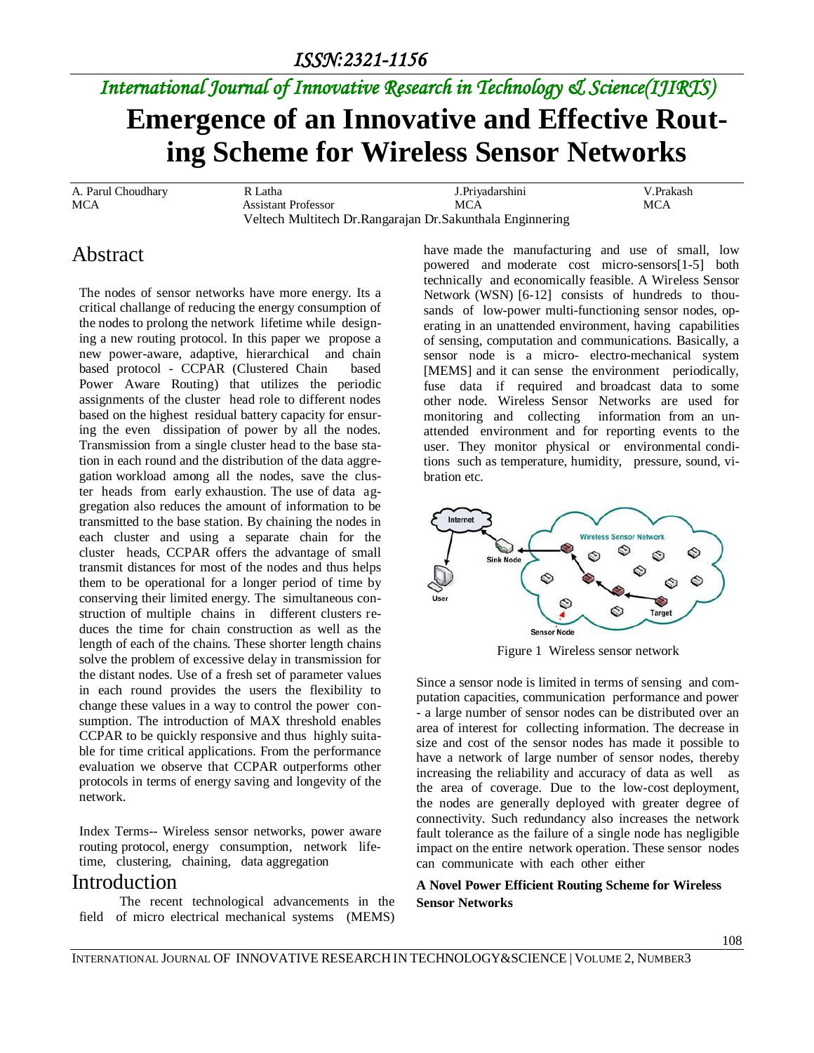# Emergence of an Innovative and Effective Routing Scheme for Wireless Sensor Networks

| A. Parul Choudhary | R Latha | J.Priyadarshini | V.Prakash |
|---|---|---|---|
| MCA | Assistant Professor | MCA | MCA |

Veltech Multitech Dr.Rangarajan Dr.Sakunthala Enginnering

## Abstract

The nodes of sensor networks have more energy. Its a critical challange of reducing the energy consumption of the nodes to prolong the network lifetime while designing a new routing protocol. In this paper we propose a new power-aware, adaptive, hierarchical and chain based protocol - CCPAR (Clustered Chain based Power Aware Routing) that utilizes the periodic assignments of the cluster head role to different nodes based on the highest residual battery capacity for ensuring the even dissipation of power by all the nodes. Transmission from a single cluster head to the base station in each round and the distribution of the data aggregation workload among all the nodes, save the cluster heads from early exhaustion. The use of data aggregation also reduces the amount of information to be transmitted to the base station. By chaining the nodes in each cluster and using a separate chain for the cluster heads, CCPAR offers the advantage of small transmit distances for most of the nodes and thus helps them to be operational for a longer period of time by conserving their limited energy. The simultaneous construction of multiple chains in different clusters reduces the time for chain construction as well as the length of each of the chains. These shorter length chains solve the problem of excessive delay in transmission for the distant nodes. Use of a fresh set of parameter values in each round provides the users the flexibility to change these values in a way to control the power consumption. The introduction of MAX threshold enables CCPAR to be quickly responsive and thus highly suitable for time critical applications. From the performance evaluation we observe that CCPAR outperforms other protocols in terms of energy saving and longevity of the network.

Index Terms-- Wireless sensor networks, power aware routing protocol, energy consumption, network lifetime, clustering, chaining, data aggregation

## Introduction

The recent technological advancements in the field of micro electrical mechanical systems (MEMS) have made the manufacturing and use of small, low powered and moderate cost micro-sensors[1-5] both technically and economically feasible. A Wireless Sensor Network (WSN) [6-12] consists of hundreds to thousands of low-power multi-functioning sensor nodes, operating in an unattended environment, having capabilities of sensing, computation and communications. Basically, a sensor node is a micro- electro-mechanical system [MEMS] and it can sense the environment periodically, fuse data if required and broadcast data to some other node. Wireless Sensor Networks are used for monitoring and collecting information from an unattended environment and for reporting events to the user. They monitor physical or environmental conditions such as temperature, humidity, pressure, sound, vibration etc.

Internet
Sink Node
User
Wireless Sensor Network
Target
Sensor Node

Figure 1 Wireless sensor network

Since a sensor node is limited in terms of sensing and computation capacities, communication performance and power - a large number of sensor nodes can be distributed over an area of interest for collecting information. The decrease in size and cost of the sensor nodes has made it possible to have a network of large number of sensor nodes, thereby increasing the reliability and accuracy of data as well as the area of coverage. Due to the low-cost deployment, the nodes are generally deployed with greater degree of connectivity. Such redundancy also increases the network fault tolerance as the failure of a single node has negligible impact on the entire network operation. These sensor nodes can communicate with each other either

**A Novel Power Efficient Routing Scheme for Wireless Sensor Networks**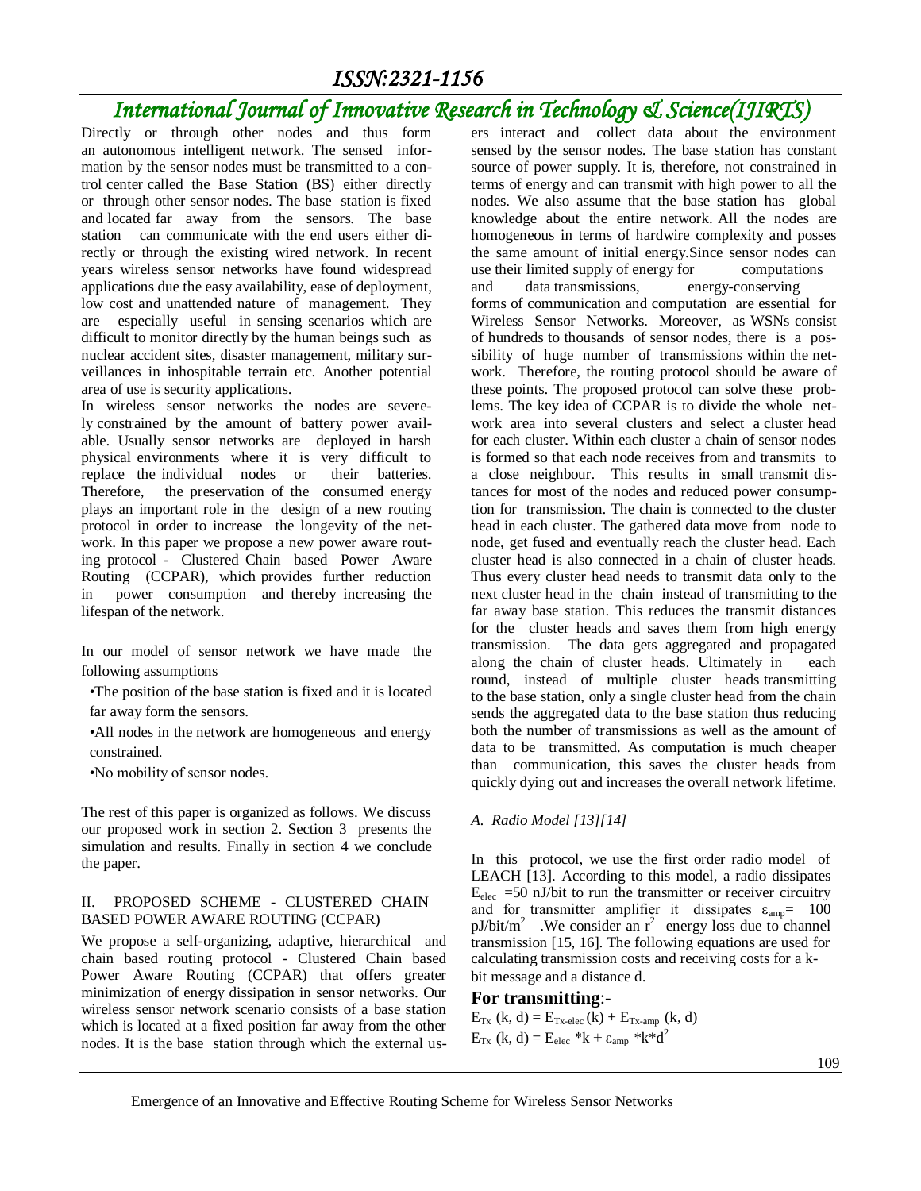Directly or through other nodes and thus form an autonomous intelligent network. The sensed information by the sensor nodes must be transmitted to a control center called the Base Station (BS) either directly or through other sensor nodes. The base station is fixed and located far away from the sensors. The base station can communicate with the end users either directly or through the existing wired network. In recent years wireless sensor networks have found widespread applications due the easy availability, ease of deployment, low cost and unattended nature of management. They are especially useful in sensing scenarios which are difficult to monitor directly by the human beings such as nuclear accident sites, disaster management, military surveillances in inhospitable terrain etc. Another potential area of use is security applications.

In wireless sensor networks the nodes are severely constrained by the amount of battery power available. Usually sensor networks are deployed in harsh physical environments where it is very difficult to replace the individual nodes or their batteries. Therefore, the preservation of the consumed energy plays an important role in the design of a new routing protocol in order to increase the longevity of the network. In this paper we propose a new power aware routing protocol - Clustered Chain based Power Aware Routing (CCPAR), which provides further reduction in power consumption and thereby increasing the lifespan of the network.

In our model of sensor network we have made the following assumptions

- The position of the base station is fixed and it is located far away form the sensors.
- All nodes in the network are homogeneous and energy constrained.
- No mobility of sensor nodes.

The rest of this paper is organized as follows. We discuss our proposed work in section 2. Section 3 presents the simulation and results. Finally in section 4 we conclude the paper.

## II. PROPOSED SCHEME - CLUSTERED CHAIN BASED POWER AWARE ROUTING (CCPAR)

We propose a self-organizing, adaptive, hierarchical and chain based routing protocol - Clustered Chain based Power Aware Routing (CCPAR) that offers greater minimization of energy dissipation in sensor networks. Our wireless sensor network scenario consists of a base station which is located at a fixed position far away from the other nodes. It is the base station through which the external users interact and collect data about the environment sensed by the sensor nodes. The base station has constant source of power supply. It is, therefore, not constrained in terms of energy and can transmit with high power to all the nodes. We also assume that the base station has global knowledge about the entire network. All the nodes are homogeneous in terms of hardwire complexity and posses the same amount of initial energy.Since sensor nodes can use their limited supply of energy for computations and data transmissions, energy-conserving forms of communication and computation are essential for Wireless Sensor Networks. Moreover, as WSNs consist of hundreds to thousands of sensor nodes, there is a possibility of huge number of transmissions within the network. Therefore, the routing protocol should be aware of these points. The proposed protocol can solve these problems. The key idea of CCPAR is to divide the whole network area into several clusters and select a cluster head for each cluster. Within each cluster a chain of sensor nodes is formed so that each node receives from and transmits to a close neighbour. This results in small transmit distances for most of the nodes and reduced power consumption for transmission. The chain is connected to the cluster head in each cluster. The gathered data move from node to node, get fused and eventually reach the cluster head. Each cluster head is also connected in a chain of cluster heads. Thus every cluster head needs to transmit data only to the next cluster head in the chain instead of transmitting to the far away base station. This reduces the transmit distances for the cluster heads and saves them from high energy transmission. The data gets aggregated and propagated along the chain of cluster heads. Ultimately in each round, instead of multiple cluster heads transmitting to the base station, only a single cluster head from the chain sends the aggregated data to the base station thus reducing both the number of transmissions as well as the amount of data to be transmitted. As computation is much cheaper than communication, this saves the cluster heads from quickly dying out and increases the overall network lifetime.

### *A. Radio Model [13][14]*

In this protocol, we use the first order radio model of LEACH [13]. According to this model, a radio dissipates $E_{elec}$ =50 nJ/bit to run the transmitter or receiver circuitry and for transmitter amplifier it dissipates $\varepsilon_{amp}$= 100 pJ/bit/m$^2$ .We consider an $r^2$ energy loss due to channel transmission [15, 16]. The following equations are used for calculating transmission costs and receiving costs for a k-bit message and a distance d.

**For transmitting**:-

$$E_{Tx}(k, d) = E_{Tx\text{-}elec}(k) + E_{Tx\text{-}amp}(k, d)$$

$$E_{Tx}(k, d) = E_{elec} * k + \varepsilon_{amp} * k * d^2$$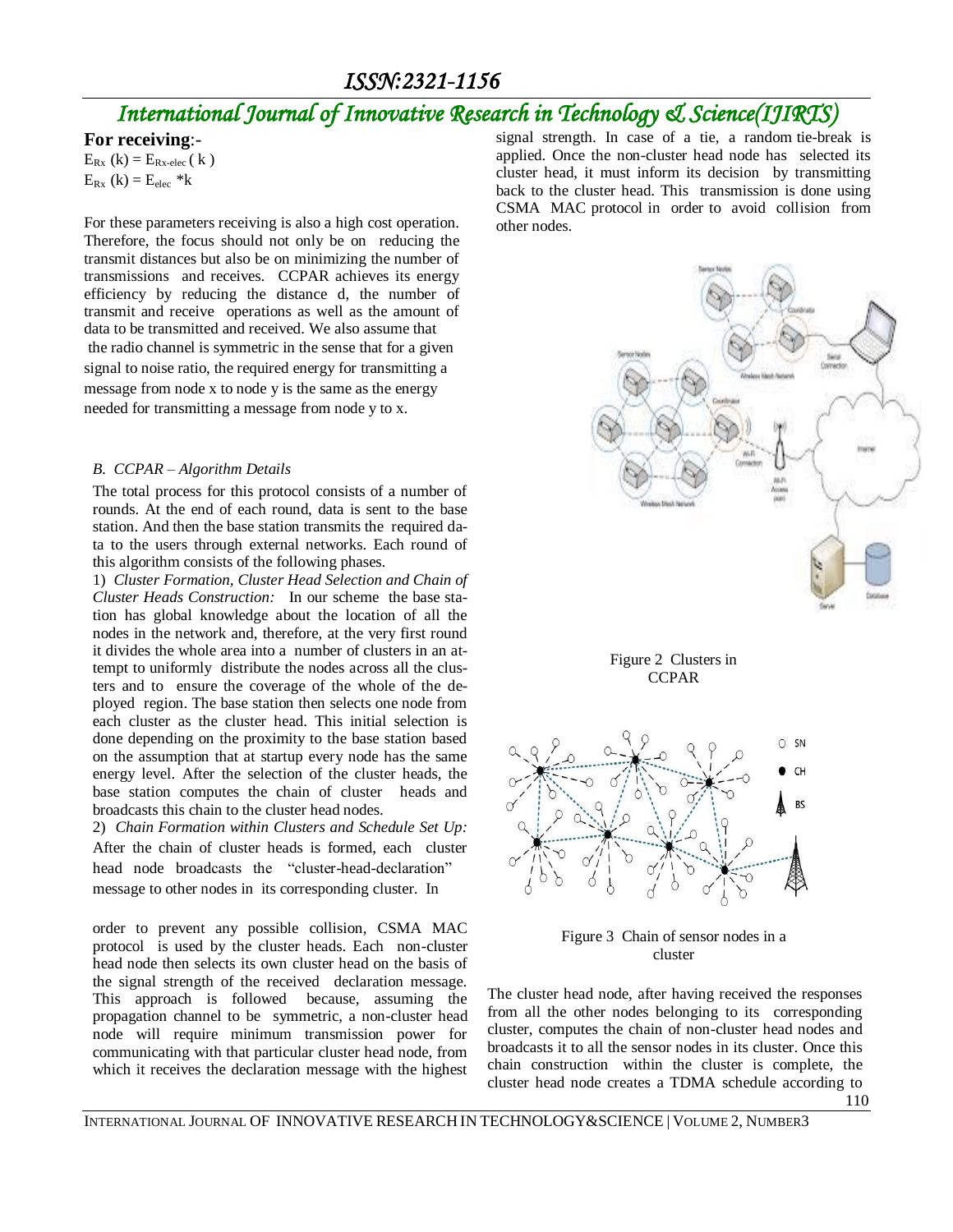**For receiving**:-

$E_{Rx}(k) = E_{Rx\text{-}elec}(k)$

$E_{Rx}(k) = E_{elec} * k$

For these parameters receiving is also a high cost operation. Therefore, the focus should not only be on reducing the transmit distances but also be on minimizing the number of transmissions and receives. CCPAR achieves its energy efficiency by reducing the distance d, the number of transmit and receive operations as well as the amount of data to be transmitted and received. We also assume that the radio channel is symmetric in the sense that for a given signal to noise ratio, the required energy for transmitting a message from node x to node y is the same as the energy needed for transmitting a message from node y to x.

### *B. CCPAR – Algorithm Details*

The total process for this protocol consists of a number of rounds. At the end of each round, data is sent to the base station. And then the base station transmits the required data to the users through external networks. Each round of this algorithm consists of the following phases.

1) *Cluster Formation, Cluster Head Selection and Chain of Cluster Heads Construction:* In our scheme the base station has global knowledge about the location of all the nodes in the network and, therefore, at the very first round it divides the whole area into a number of clusters in an attempt to uniformly distribute the nodes across all the clusters and to ensure the coverage of the whole of the deployed region. The base station then selects one node from each cluster as the cluster head. This initial selection is done depending on the proximity to the base station based on the assumption that at startup every node has the same energy level. After the selection of the cluster heads, the base station computes the chain of cluster heads and broadcasts this chain to the cluster head nodes.

2) *Chain Formation within Clusters and Schedule Set Up:* After the chain of cluster heads is formed, each cluster head node broadcasts the "cluster-head-declaration" message to other nodes in its corresponding cluster. In order to prevent any possible collision, CSMA MAC protocol is used by the cluster heads. Each non-cluster head node then selects its own cluster head on the basis of the signal strength of the received declaration message. This approach is followed because, assuming the propagation channel to be symmetric, a non-cluster head node will require minimum transmission power for communicating with that particular cluster head node, from which it receives the declaration message with the highest signal strength. In case of a tie, a random tie-break is applied. Once the non-cluster head node has selected its cluster head, it must inform its decision by transmitting back to the cluster head. This transmission is done using CSMA MAC protocol in order to avoid collision from other nodes.

Figure 2 Clusters in CCPAR

Figure 3 Chain of sensor nodes in a cluster

The cluster head node, after having received the responses from all the other nodes belonging to its corresponding cluster, computes the chain of non-cluster head nodes and broadcasts it to all the sensor nodes in its cluster. Once this chain construction within the cluster is complete, the cluster head node creates a TDMA schedule according to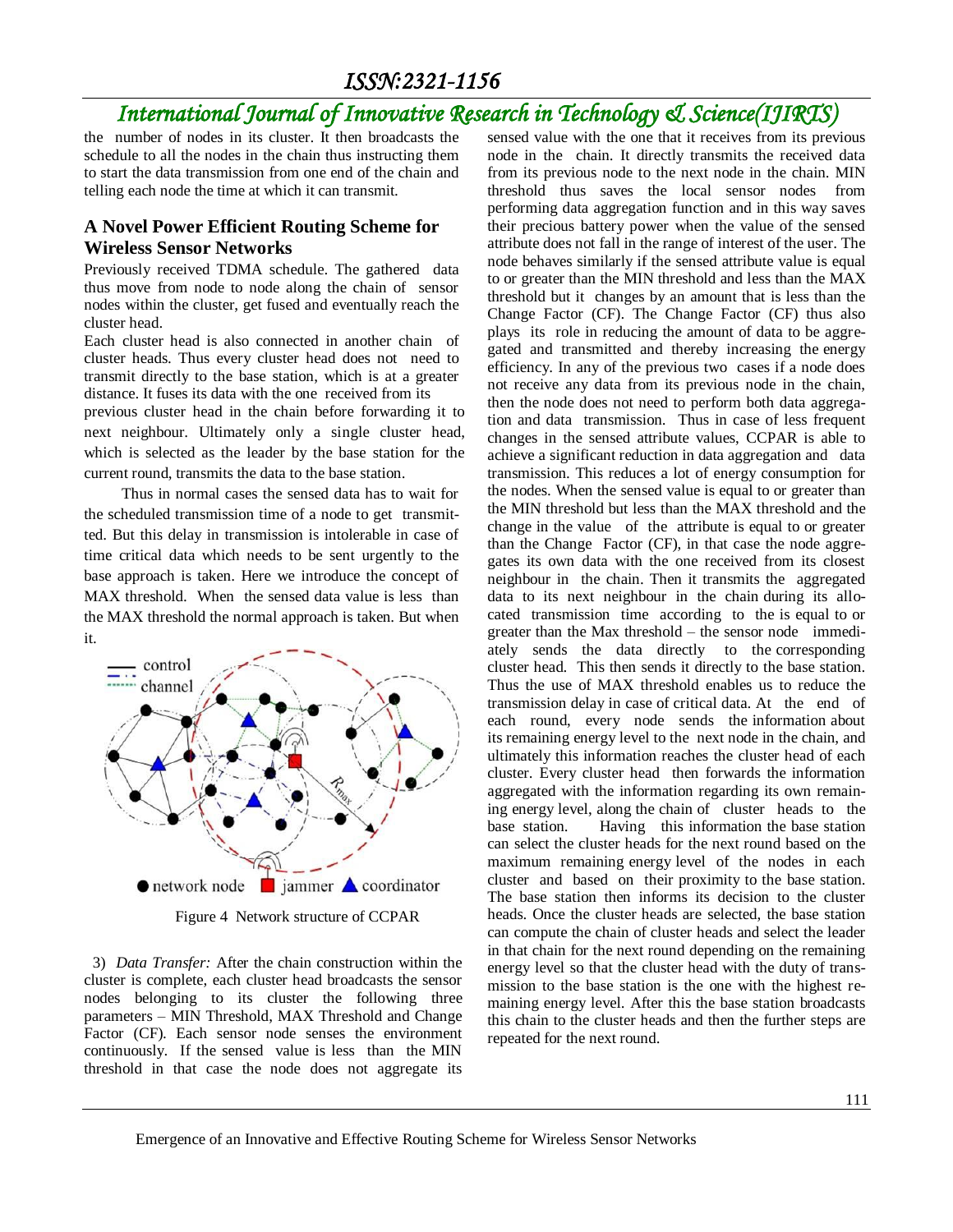the number of nodes in its cluster. It then broadcasts the schedule to all the nodes in the chain thus instructing them to start the data transmission from one end of the chain and telling each node the time at which it can transmit.

### A Novel Power Efficient Routing Scheme for Wireless Sensor Networks

Previously received TDMA schedule. The gathered data thus move from node to node along the chain of sensor nodes within the cluster, get fused and eventually reach the cluster head.

Each cluster head is also connected in another chain of cluster heads. Thus every cluster head does not need to transmit directly to the base station, which is at a greater distance. It fuses its data with the one received from its previous cluster head in the chain before forwarding it to next neighbour. Ultimately only a single cluster head, which is selected as the leader by the base station for the current round, transmits the data to the base station.

Thus in normal cases the sensed data has to wait for the scheduled transmission time of a node to get transmitted. But this delay in transmission is intolerable in case of time critical data which needs to be sent urgently to the base approach is taken. Here we introduce the concept of MAX threshold. When the sensed data value is less than the MAX threshold the normal approach is taken. But when it.

Figure 4 Network structure of CCPAR

3) *Data Transfer:* After the chain construction within the cluster is complete, each cluster head broadcasts the sensor nodes belonging to its cluster the following three parameters – MIN Threshold, MAX Threshold and Change Factor (CF). Each sensor node senses the environment continuously. If the sensed value is less than the MIN threshold in that case the node does not aggregate its sensed value with the one that it receives from its previous node in the chain. It directly transmits the received data from its previous node to the next node in the chain. MIN threshold thus saves the local sensor nodes from performing data aggregation function and in this way saves their precious battery power when the value of the sensed attribute does not fall in the range of interest of the user. The node behaves similarly if the sensed attribute value is equal to or greater than the MIN threshold and less than the MAX threshold but it changes by an amount that is less than the Change Factor (CF). The Change Factor (CF) thus also plays its role in reducing the amount of data to be aggregated and transmitted and thereby increasing the energy efficiency. In any of the previous two cases if a node does not receive any data from its previous node in the chain, then the node does not need to perform both data aggregation and data transmission. Thus in case of less frequent changes in the sensed attribute values, CCPAR is able to achieve a significant reduction in data aggregation and data transmission. This reduces a lot of energy consumption for the nodes. When the sensed value is equal to or greater than the MIN threshold but less than the MAX threshold and the change in the value of the attribute is equal to or greater than the Change Factor (CF), in that case the node aggregates its own data with the one received from its closest neighbour in the chain. Then it transmits the aggregated data to its next neighbour in the chain during its allocated transmission time according to the is equal to or greater than the Max threshold – the sensor node immediately sends the data directly to the corresponding cluster head. This then sends it directly to the base station. Thus the use of MAX threshold enables us to reduce the transmission delay in case of critical data. At the end of each round, every node sends the information about its remaining energy level to the next node in the chain, and ultimately this information reaches the cluster head of each cluster. Every cluster head then forwards the information aggregated with the information regarding its own remaining energy level, along the chain of cluster heads to the base station. Having this information the base station can select the cluster heads for the next round based on the maximum remaining energy level of the nodes in each cluster and based on their proximity to the base station. The base station then informs its decision to the cluster heads. Once the cluster heads are selected, the base station can compute the chain of cluster heads and select the leader in that chain for the next round depending on the remaining energy level so that the cluster head with the duty of transmission to the base station is the one with the highest remaining energy level. After this the base station broadcasts this chain to the cluster heads and then the further steps are repeated for the next round.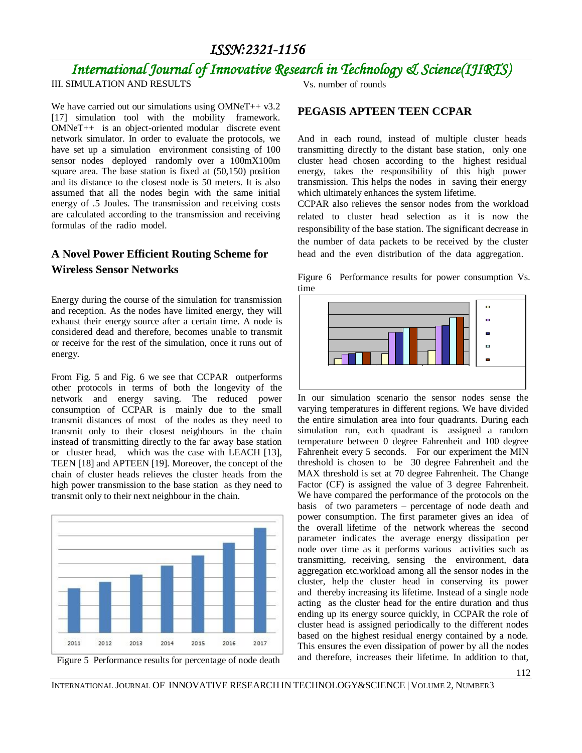III. SIMULATION AND RESULTS

We have carried out our simulations using OMNeT++ v3.2 [17] simulation tool with the mobility framework. OMNeT++ is an object-oriented modular discrete event network simulator. In order to evaluate the protocols, we have set up a simulation environment consisting of 100 sensor nodes deployed randomly over a 100mX100m square area. The base station is fixed at (50,150) position and its distance to the closest node is 50 meters. It is also assumed that all the nodes begin with the same initial energy of .5 Joules. The transmission and receiving costs are calculated according to the transmission and receiving formulas of the radio model.

## A Novel Power Efficient Routing Scheme for Wireless Sensor Networks

Energy during the course of the simulation for transmission and reception. As the nodes have limited energy, they will exhaust their energy source after a certain time. A node is considered dead and therefore, becomes unable to transmit or receive for the rest of the simulation, once it runs out of energy.

From Fig. 5 and Fig. 6 we see that CCPAR outperforms other protocols in terms of both the longevity of the network and energy saving. The reduced power consumption of CCPAR is mainly due to the small transmit distances of most of the nodes as they need to transmit only to their closest neighbours in the chain instead of transmitting directly to the far away base station or cluster head, which was the case with LEACH [13], TEEN [18] and APTEEN [19]. Moreover, the concept of the chain of cluster heads relieves the cluster heads from the high power transmission to the base station as they need to transmit only to their next neighbour in the chain.

Figure 5 Performance results for percentage of node death Vs. number of rounds

**PEGASIS APTEEN TEEN CCPAR**

And in each round, instead of multiple cluster heads transmitting directly to the distant base station, only one cluster head chosen according to the highest residual energy, takes the responsibility of this high power transmission. This helps the nodes in saving their energy which ultimately enhances the system lifetime.

CCPAR also relieves the sensor nodes from the workload related to cluster head selection as it is now the responsibility of the base station. The significant decrease in the number of data packets to be received by the cluster head and the even distribution of the data aggregation.

Figure 6 Performance results for power consumption Vs. time

In our simulation scenario the sensor nodes sense the varying temperatures in different regions. We have divided the entire simulation area into four quadrants. During each simulation run, each quadrant is assigned a random temperature between 0 degree Fahrenheit and 100 degree Fahrenheit every 5 seconds. For our experiment the MIN threshold is chosen to be 30 degree Fahrenheit and the MAX threshold is set at 70 degree Fahrenheit. The Change Factor (CF) is assigned the value of 3 degree Fahrenheit. We have compared the performance of the protocols on the basis of two parameters – percentage of node death and power consumption. The first parameter gives an idea of the overall lifetime of the network whereas the second parameter indicates the average energy dissipation per node over time as it performs various activities such as transmitting, receiving, sensing the environment, data aggregation etc.workload among all the sensor nodes in the cluster, help the cluster head in conserving its power and thereby increasing its lifetime. Instead of a single node acting as the cluster head for the entire duration and thus ending up its energy source quickly, in CCPAR the role of cluster head is assigned periodically to the different nodes based on the highest residual energy contained by a node. This ensures the even dissipation of power by all the nodes and therefore, increases their lifetime. In addition to that,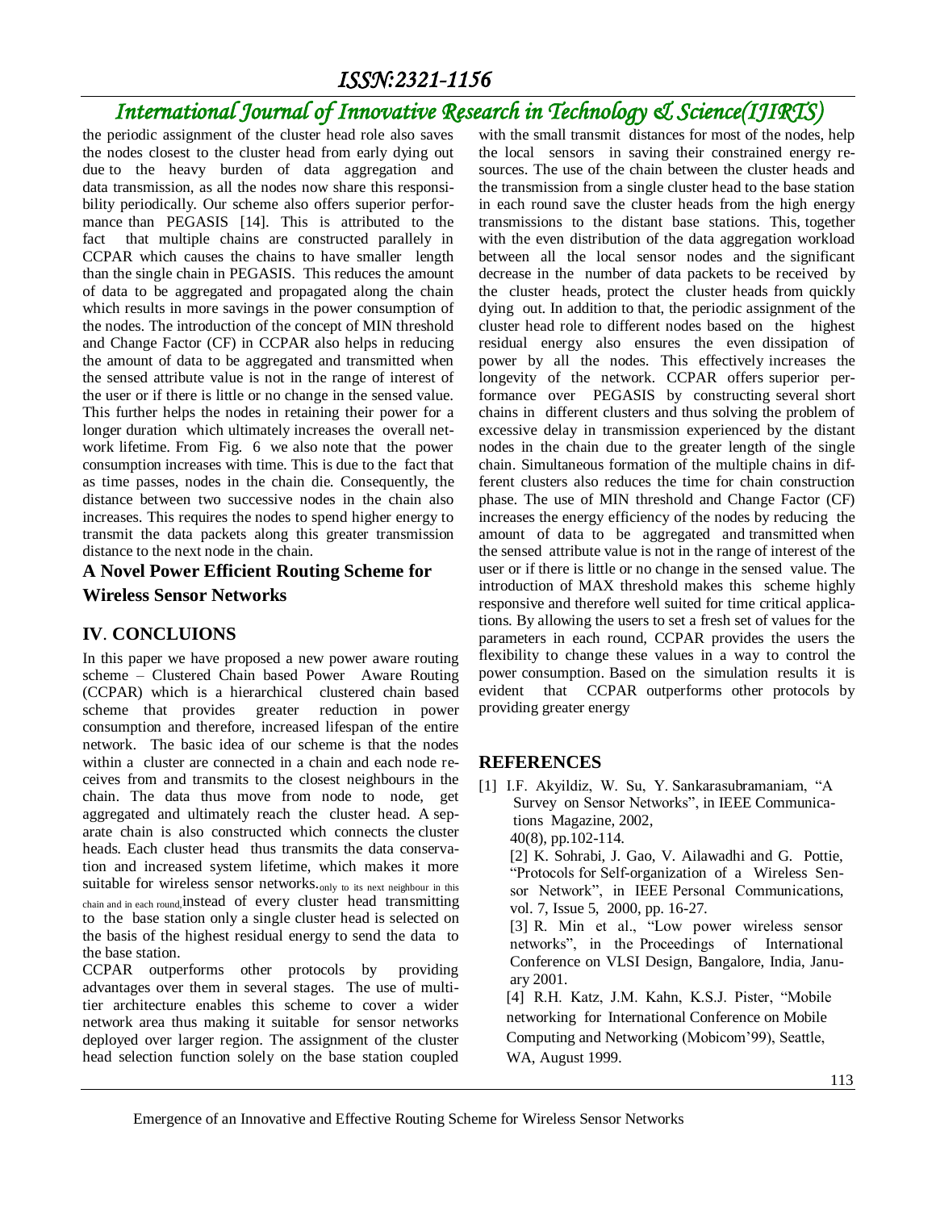the periodic assignment of the cluster head role also saves the nodes closest to the cluster head from early dying out due to the heavy burden of data aggregation and data transmission, as all the nodes now share this responsibility periodically. Our scheme also offers superior performance than PEGASIS [14]. This is attributed to the fact that multiple chains are constructed parallelly in CCPAR which causes the chains to have smaller length than the single chain in PEGASIS. This reduces the amount of data to be aggregated and propagated along the chain which results in more savings in the power consumption of the nodes. The introduction of the concept of MIN threshold and Change Factor (CF) in CCPAR also helps in reducing the amount of data to be aggregated and transmitted when the sensed attribute value is not in the range of interest of the user or if there is little or no change in the sensed value. This further helps the nodes in retaining their power for a longer duration which ultimately increases the overall network lifetime. From Fig. 6 we also note that the power consumption increases with time. This is due to the fact that as time passes, nodes in the chain die. Consequently, the distance between two successive nodes in the chain also increases. This requires the nodes to spend higher energy to transmit the data packets along this greater transmission distance to the next node in the chain.

**A Novel Power Efficient Routing Scheme for Wireless Sensor Networks**

## IV. CONCLUIONS

In this paper we have proposed a new power aware routing scheme – Clustered Chain based Power Aware Routing (CCPAR) which is a hierarchical clustered chain based scheme that provides greater reduction in power consumption and therefore, increased lifespan of the entire network. The basic idea of our scheme is that the nodes within a cluster are connected in a chain and each node receives from and transmits to the closest neighbours in the chain. The data thus move from node to node, get aggregated and ultimately reach the cluster head. A separate chain is also constructed which connects the cluster heads. Each cluster head thus transmits the data conservation and increased system lifetime, which makes it more suitable for wireless sensor networks.only to its next neighbour in this chain and in each round,instead of every cluster head transmitting to the base station only a single cluster head is selected on the basis of the highest residual energy to send the data to the base station.

CCPAR outperforms other protocols by providing advantages over them in several stages. The use of multi-tier architecture enables this scheme to cover a wider network area thus making it suitable for sensor networks deployed over larger region. The assignment of the cluster head selection function solely on the base station coupled with the small transmit distances for most of the nodes, help the local sensors in saving their constrained energy resources. The use of the chain between the cluster heads and the transmission from a single cluster head to the base station in each round save the cluster heads from the high energy transmissions to the distant base stations. This, together with the even distribution of the data aggregation workload between all the local sensor nodes and the significant decrease in the number of data packets to be received by the cluster heads, protect the cluster heads from quickly dying out. In addition to that, the periodic assignment of the cluster head role to different nodes based on the highest residual energy also ensures the even dissipation of power by all the nodes. This effectively increases the longevity of the network. CCPAR offers superior performance over PEGASIS by constructing several short chains in different clusters and thus solving the problem of excessive delay in transmission experienced by the distant nodes in the chain due to the greater length of the single chain. Simultaneous formation of the multiple chains in different clusters also reduces the time for chain construction phase. The use of MIN threshold and Change Factor (CF) increases the energy efficiency of the nodes by reducing the amount of data to be aggregated and transmitted when the sensed attribute value is not in the range of interest of the user or if there is little or no change in the sensed value. The introduction of MAX threshold makes this scheme highly responsive and therefore well suited for time critical applications. By allowing the users to set a fresh set of values for the parameters in each round, CCPAR provides the users the flexibility to change these values in a way to control the power consumption. Based on the simulation results it is evident that CCPAR outperforms other protocols by providing greater energy

## REFERENCES

[1] I.F. Akyildiz, W. Su, Y. Sankarasubramaniam, "A Survey on Sensor Networks", in IEEE Communications Magazine, 2002, 40(8), pp.102-114.

[2] K. Sohrabi, J. Gao, V. Ailawadhi and G. Pottie, "Protocols for Self-organization of a Wireless Sensor Network", in IEEE Personal Communications, vol. 7, Issue 5, 2000, pp. 16-27.

[3] R. Min et al., "Low power wireless sensor networks", in the Proceedings of International Conference on VLSI Design, Bangalore, India, January 2001.

[4] R.H. Katz, J.M. Kahn, K.S.J. Pister, "Mobile networking for International Conference on Mobile Computing and Networking (Mobicom'99), Seattle, WA, August 1999.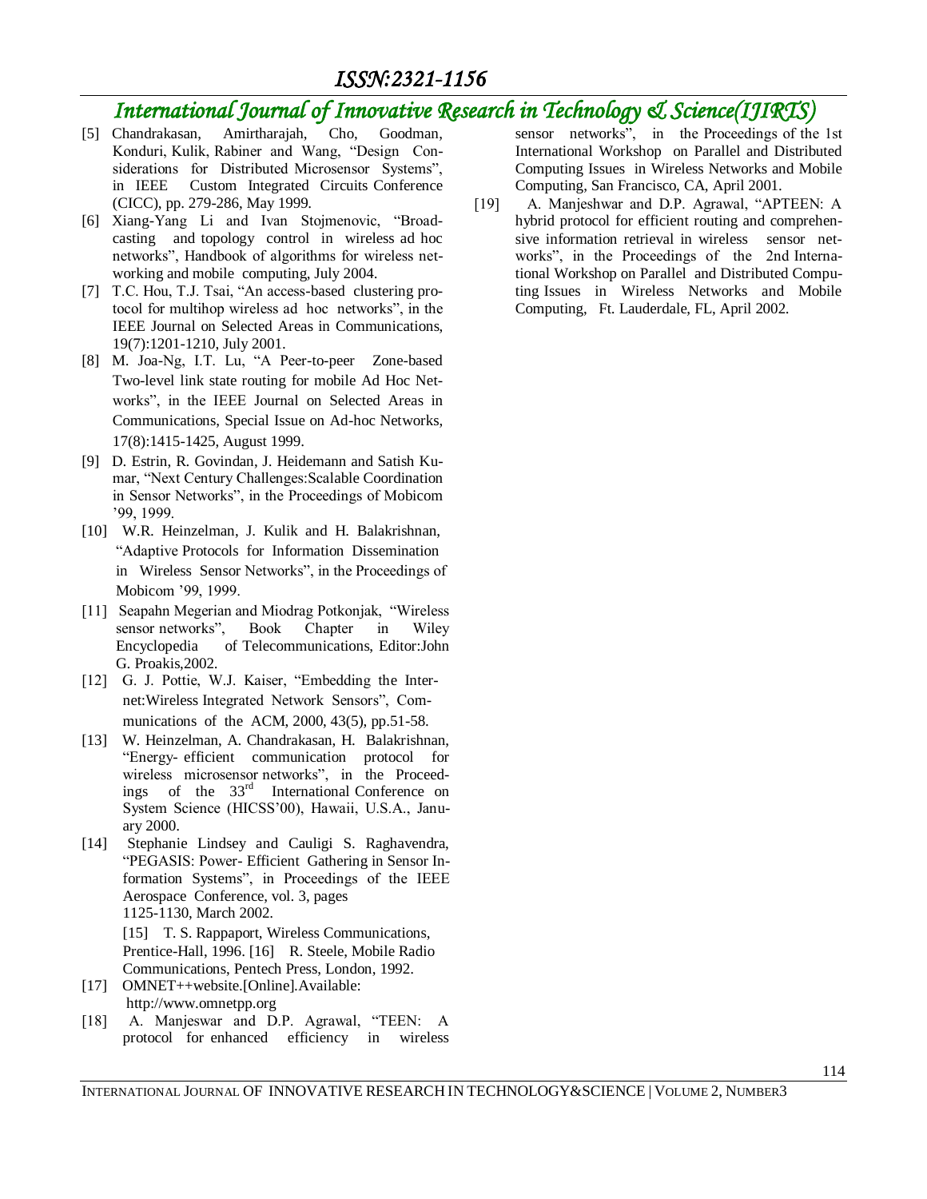[5] Chandrakasan, Amirtharajah, Cho, Goodman, Konduri, Kulik, Rabiner and Wang, "Design Considerations for Distributed Microsensor Systems", in IEEE Custom Integrated Circuits Conference (CICC), pp. 279-286, May 1999.

[6] Xiang-Yang Li and Ivan Stojmenovic, "Broadcasting and topology control in wireless ad hoc networks", Handbook of algorithms for wireless networking and mobile computing, July 2004.

[7] T.C. Hou, T.J. Tsai, "An access-based clustering protocol for multihop wireless ad hoc networks", in the IEEE Journal on Selected Areas in Communications, 19(7):1201-1210, July 2001.

[8] M. Joa-Ng, I.T. Lu, "A Peer-to-peer Zone-based Two-level link state routing for mobile Ad Hoc Networks", in the IEEE Journal on Selected Areas in Communications, Special Issue on Ad-hoc Networks, 17(8):1415-1425, August 1999.

[9] D. Estrin, R. Govindan, J. Heidemann and Satish Kumar, "Next Century Challenges:Scalable Coordination in Sensor Networks", in the Proceedings of Mobicom '99, 1999.

[10] W.R. Heinzelman, J. Kulik and H. Balakrishnan, "Adaptive Protocols for Information Dissemination in Wireless Sensor Networks", in the Proceedings of Mobicom '99, 1999.

[11] Seapahn Megerian and Miodrag Potkonjak, "Wireless sensor networks", Book Chapter in Wiley Encyclopedia of Telecommunications, Editor:John G. Proakis,2002.

[12] G. J. Pottie, W.J. Kaiser, "Embedding the Internet:Wireless Integrated Network Sensors", Communications of the ACM, 2000, 43(5), pp.51-58.

[13] W. Heinzelman, A. Chandrakasan, H. Balakrishnan, "Energy- efficient communication protocol for wireless microsensor networks", in the Proceedings of the 33rd International Conference on System Science (HICSS'00), Hawaii, U.S.A., January 2000.

[14] Stephanie Lindsey and Cauligi S. Raghavendra, "PEGASIS: Power- Efficient Gathering in Sensor Information Systems", in Proceedings of the IEEE Aerospace Conference, vol. 3, pages 1125-1130, March 2002.

[15] T. S. Rappaport, Wireless Communications, Prentice-Hall, 1996. [16] R. Steele, Mobile Radio Communications, Pentech Press, London, 1992.

[17] OMNET++website.[Online].Available: http://www.omnetpp.org

[18] A. Manjeswar and D.P. Agrawal, "TEEN: A protocol for enhanced efficiency in wireless sensor networks", in the Proceedings of the 1st International Workshop on Parallel and Distributed Computing Issues in Wireless Networks and Mobile Computing, San Francisco, CA, April 2001.

[19] A. Manjeshwar and D.P. Agrawal, "APTEEN: A hybrid protocol for efficient routing and comprehensive information retrieval in wireless sensor networks", in the Proceedings of the 2nd International Workshop on Parallel and Distributed Computing Issues in Wireless Networks and Mobile Computing, Ft. Lauderdale, FL, April 2002.